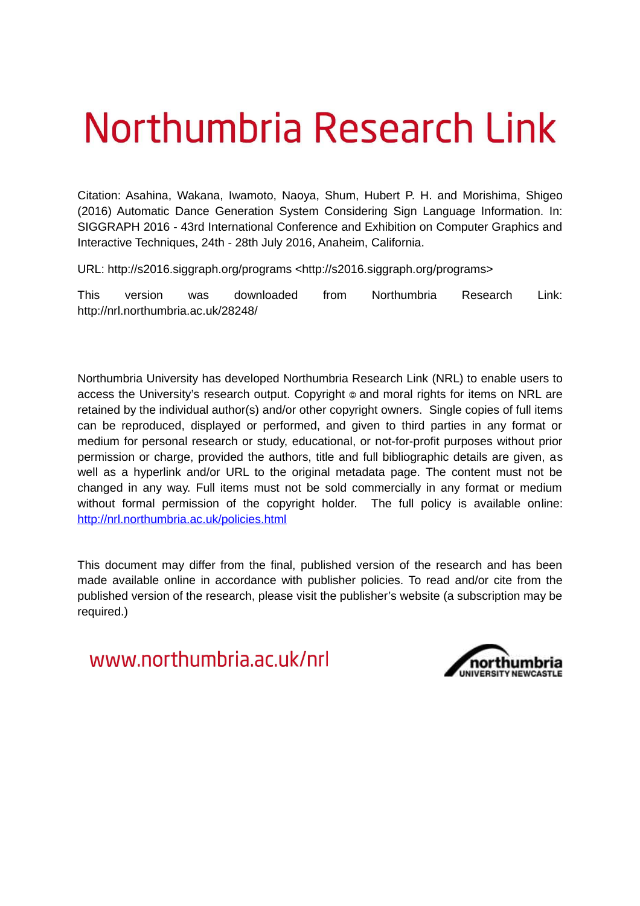# Northumbria Research Link

Citation: Asahina, Wakana, Iwamoto, Naoya, Shum, Hubert P. H. and Morishima, Shigeo (2016) Automatic Dance Generation System Considering Sign Language Information. In: SIGGRAPH 2016 - 43rd International Conference and Exhibition on Computer Graphics and Interactive Techniques, 24th - 28th July 2016, Anaheim, California.

URL: http://s2016.siggraph.org/programs <http://s2016.siggraph.org/programs>

This version was downloaded from Northumbria Research Link: http://nrl.northumbria.ac.uk/28248/

Northumbria University has developed Northumbria Research Link (NRL) to enable users to access the University's research output. Copyright © and moral rights for items on NRL are retained by the individual author(s) and/or other copyright owners. Single copies of full items can be reproduced, displayed or performed, and given to third parties in any format or medium for personal research or study, educational, or not-for-profit purposes without prior permission or charge, provided the authors, title and full bibliographic details are given, as well as a hyperlink and/or URL to the original metadata page. The content must not be changed in any way. Full items must not be sold commercially in any format or medium without formal permission of the copyright holder. The full policy is available online: [http://nrl.northumbria.ac.uk/policies.html](http://nrl.northumbria.ac.uk/policies.html)

This document may differ from the final, published version of the research and has been made available online in accordance with publisher policies. To read and/or cite from the published version of the research, please visit the publisher's website (a subscription may be required.)

www.northumbria.ac.uk/nrl

northumbria UNIVERSITY NEWCASTLE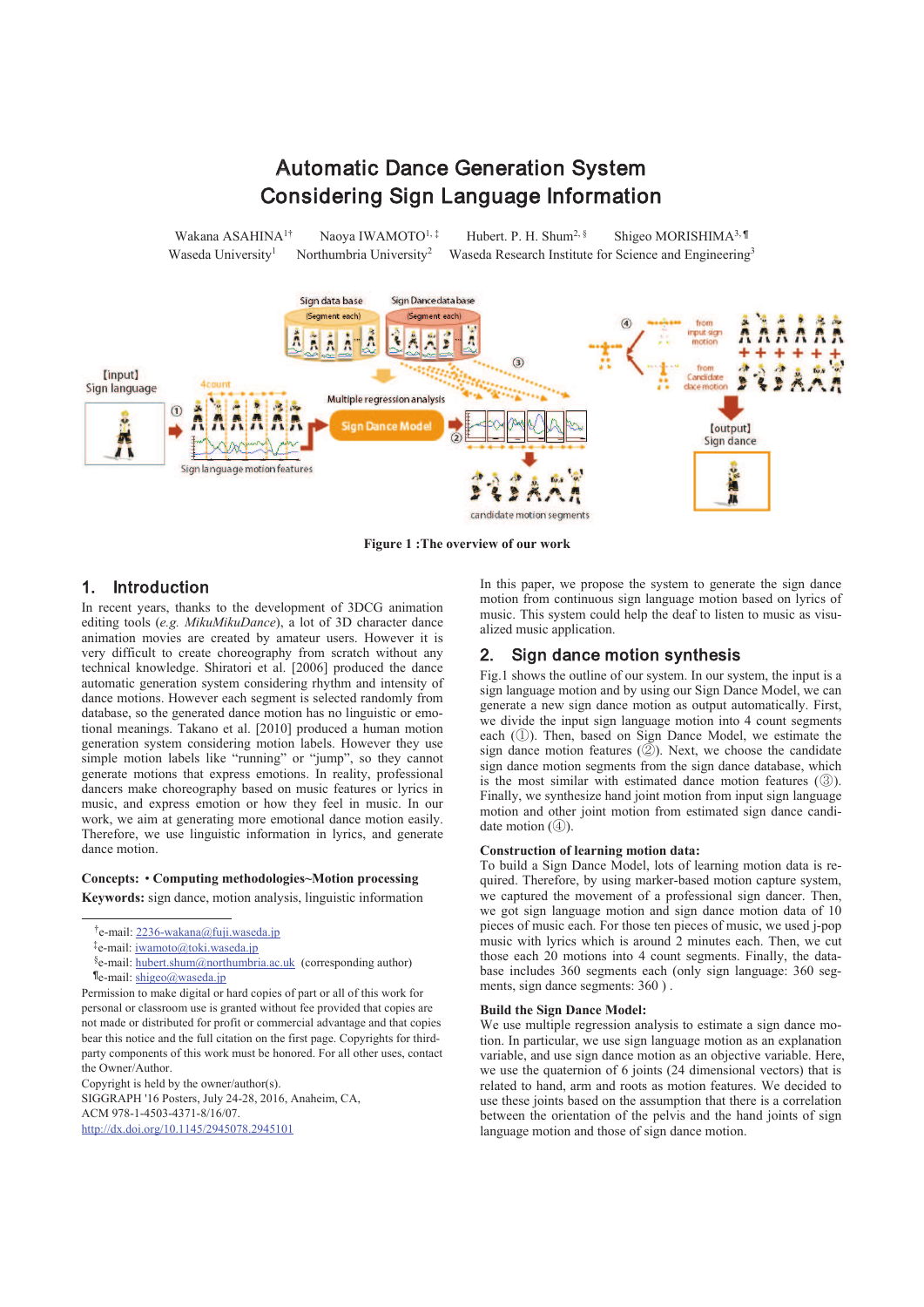# Automatic Dance Generation System Considering Sign Language Information

Wakana ASAHINA[1†] Naoya IWAMOTO[1,‡] Hubert. P. H. Shum[2,§] Shigeo MORISHIMA[3,¶]
Waseda University[1] Northumbria University[2] Waseda Research Institute for Science and Engineering[3]

**Figure 1 :The overview of our work**

## 1. Introduction

In recent years, thanks to the development of 3DCG animation editing tools (*e.g. MikuMikuDance*), a lot of 3D character dance animation movies are created by amateur users. However it is very difficult to create choreography from scratch without any technical knowledge. Shiratori et al. [2006] produced the dance automatic generation system considering rhythm and intensity of dance motions. However each segment is selected randomly from database, so the generated dance motion has no linguistic or emotional meanings. Takano et al. [2010] produced a human motion generation system considering motion labels. However they use simple motion labels like "running" or "jump", so they cannot generate motions that express emotions. In reality, professional dancers make choreography based on music features or lyrics in music, and express emotion or how they feel in music. In our work, we aim at generating more emotional dance motion easily. Therefore, we use linguistic information in lyrics, and generate dance motion.

**Concepts: • Computing methodologies~Motion processing**
**Keywords:** sign dance, motion analysis, linguistic information

†e-mail: 2236-wakana@fuji.waseda.jp
‡e-mail: iwamoto@toki.waseda.jp
§e-mail: hubert.shum@northumbria.ac.uk (corresponding author)
¶e-mail: shigeo@waseda.jp

Permission to make digital or hard copies of part or all of this work for personal or classroom use is granted without fee provided that copies are not made or distributed for profit or commercial advantage and that copies bear this notice and the full citation on the first page. Copyrights for third-party components of this work must be honored. For all other uses, contact the Owner/Author.
Copyright is held by the owner/author(s).
SIGGRAPH '16 Posters, July 24-28, 2016, Anaheim, CA,
ACM 978-1-4503-4371-8/16/07.
http://dx.doi.org/10.1145/2945078.2945101

In this paper, we propose the system to generate the sign dance motion from continuous sign language motion based on lyrics of music. This system could help the deaf to listen to music as visualized music application.

## 2. Sign dance motion synthesis

Fig.1 shows the outline of our system. In our system, the input is a sign language motion and by using our Sign Dance Model, we can generate a new sign dance motion as output automatically. First, we divide the input sign language motion into 4 count segments each (①). Then, based on Sign Dance Model, we estimate the sign dance motion features (②). Next, we choose the candidate sign dance motion segments from the sign dance database, which is the most similar with estimated dance motion features (③). Finally, we synthesize hand joint motion from input sign language motion and other joint motion from estimated sign dance candidate motion (④).

**Construction of learning motion data:**
To build a Sign Dance Model, lots of learning motion data is required. Therefore, by using marker-based motion capture system, we captured the movement of a professional sign dancer. Then, we got sign language motion and sign dance motion data of 10 pieces of music each. For those ten pieces of music, we used j-pop music with lyrics which is around 2 minutes each. Then, we cut those each 20 motions into 4 count segments. Finally, the database includes 360 segments each (only sign language: 360 segments, sign dance segments: 360 ) .

**Build the Sign Dance Model:**
We use multiple regression analysis to estimate a sign dance motion. In particular, we use sign language motion as an explanation variable, and use sign dance motion as an objective variable. Here, we use the quaternion of 6 joints (24 dimensional vectors) that is related to hand, arm and roots as motion features. We decided to use these joints based on the assumption that there is a correlation between the orientation of the pelvis and the hand joints of sign language motion and those of sign dance motion.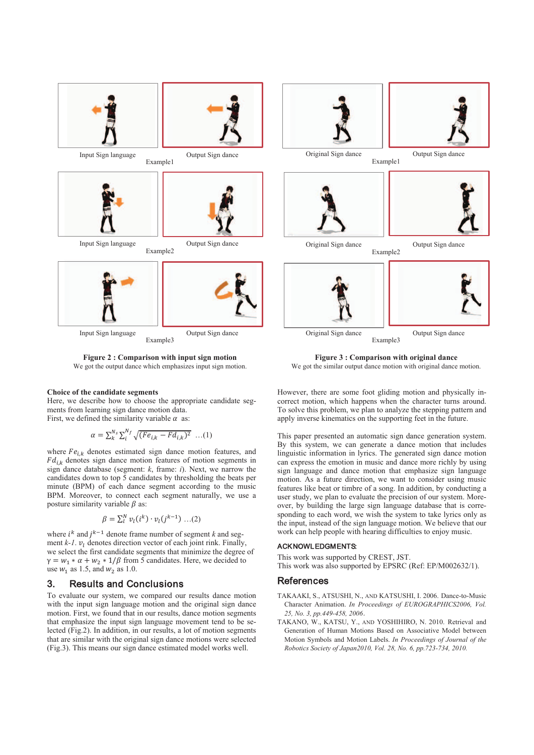Input Sign language

Output Sign dance

Example1

Input Sign language

Output Sign dance

Example2

Input Sign language

Output Sign dance

Example3

**Figure 2 : Comparison with input sign motion**
We got the output dance which emphasizes input sign motion.

Original Sign dance

Output Sign dance

Example1

Original Sign dance

Output Sign dance

Example2

Original Sign dance

Output Sign dance

Example3

**Figure 3 : Comparison with original dance**
We got the similar output dance motion with original dance motion.

**Choice of the candidate segments**

Here, we describe how to choose the appropriate candidate segments from learning sign dance motion data.
First, we defined the similarity variable $\alpha$ as:

$$\alpha = \sum_{k}^{N_s}\sum_{i}^{N_f}\sqrt{(Fe_{i,k} - Fd_{i,k})^2} \quad ...(1)$$

where $Fe_{i,k}$ denotes estimated sign dance motion features, and $Fd_{i,k}$ denotes sign dance motion features of motion segments in sign dance database (segment: *k*, frame: *i*). Next, we narrow the candidates down to top 5 candidates by thresholding the beats per minute (BPM) of each dance segment according to the music BPM. Moreover, to connect each segment naturally, we use a posture similarity variable $\beta$ as:

$$\beta = \sum_{l}^{N} v_l(i^k) \cdot v_l(j^{k-1}) \quad ...(2)$$

where $i^k$ and $j^{k-1}$ denote frame number of segment *k* and segment *k-1*. $v_l$ denotes direction vector of each joint rink. Finally, we select the first candidate segments that minimize the degree of $\gamma = w_1 * \alpha + w_2 * 1/\beta$ from 5 candidates. Here, we decided to use $w_1$ as 1.5, and $w_2$ as 1.0.

## 3. Results and Conclusions

To evaluate our system, we compared our results dance motion with the input sign language motion and the original sign dance motion. First, we found that in our results, dance motion segments that emphasize the input sign language movement tend to be selected (Fig.2). In addition, in our results, a lot of motion segments that are similar with the original sign dance motions were selected (Fig.3). This means our sign dance estimated model works well.

However, there are some foot gliding motion and physically incorrect motion, which happens when the character turns around. To solve this problem, we plan to analyze the stepping pattern and apply inverse kinematics on the supporting feet in the future.

This paper presented an automatic sign dance generation system. By this system, we can generate a dance motion that includes linguistic information in lyrics. The generated sign dance motion can express the emotion in music and dance more richly by using sign language and dance motion that emphasize sign language motion. As a future direction, we want to consider using music features like beat or timbre of a song. In addition, by conducting a user study, we plan to evaluate the precision of our system. Moreover, by building the large sign language database that is corresponding to each word, we wish the system to take lyrics only as the input, instead of the sign language motion. We believe that our work can help people with hearing difficulties to enjoy music.

### ACKNOWLEDGMENTS:

This work was supported by CREST, JST.
This work was also supported by EPSRC (Ref: EP/M002632/1).

## References

TAKAAKI, S., ATSUSHI, N., AND KATSUSHI, I. 2006. Dance-to-Music Character Animation. *In Proceedings of EUROGRAPHICS2006, Vol. 25, No. 3, pp.449-458, 2006*.

TAKANO, W., KATSU, Y., AND YOSHIHIRO, N. 2010. Retrieval and Generation of Human Motions Based on Associative Model between Motion Symbols and Motion Labels. *In Proceedings of Journal of the Robotics Society of Japan2010, Vol. 28, No. 6, pp.723-734, 2010.*